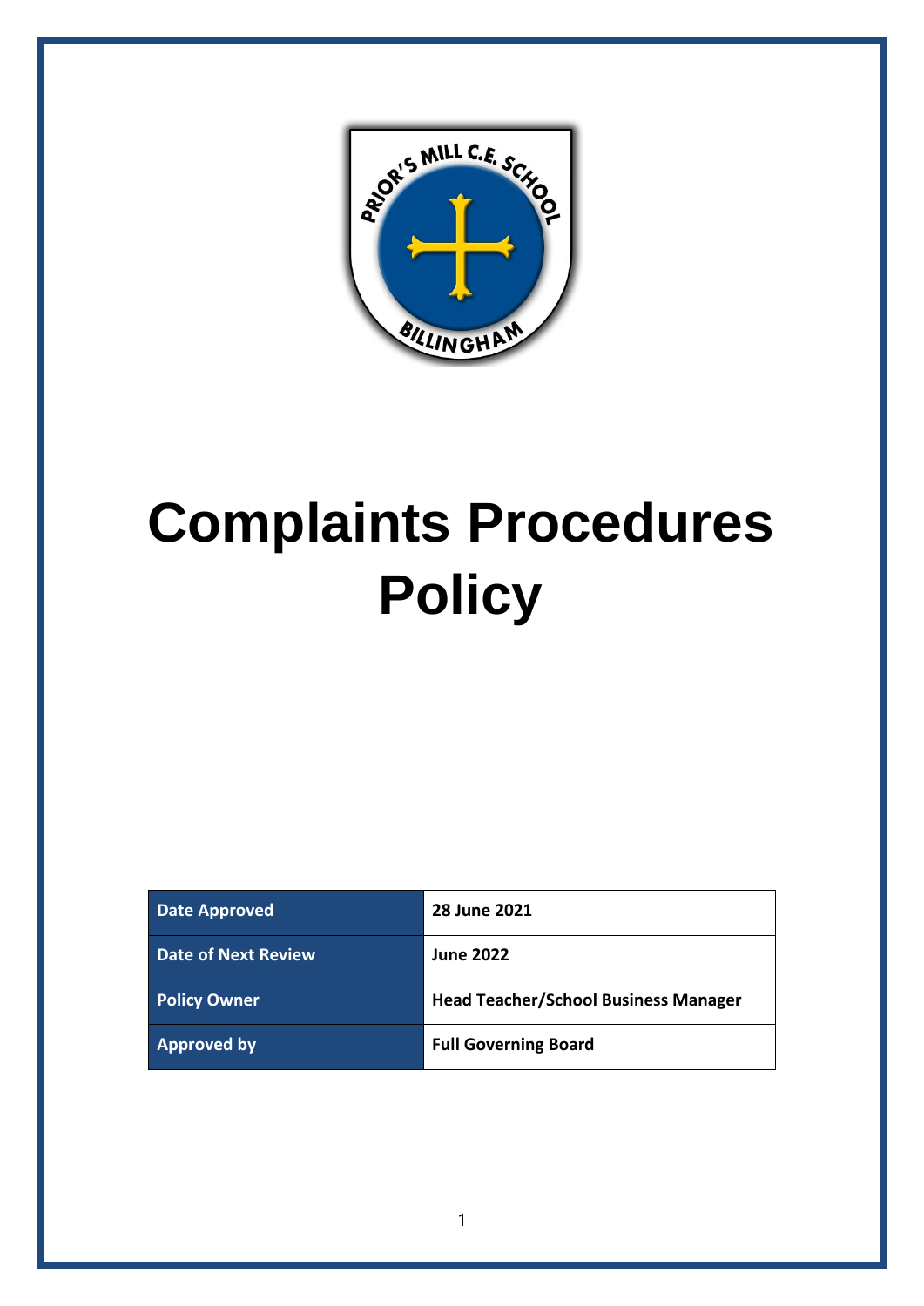# Complaints Procedures Policy

| Date Approved | 28 June 2021 |
| --- | --- |
| Date of Next Review | June 2022 |
| Policy Owner | Head Teacher/School Business Manager |
| Approved by | Full Governing Board |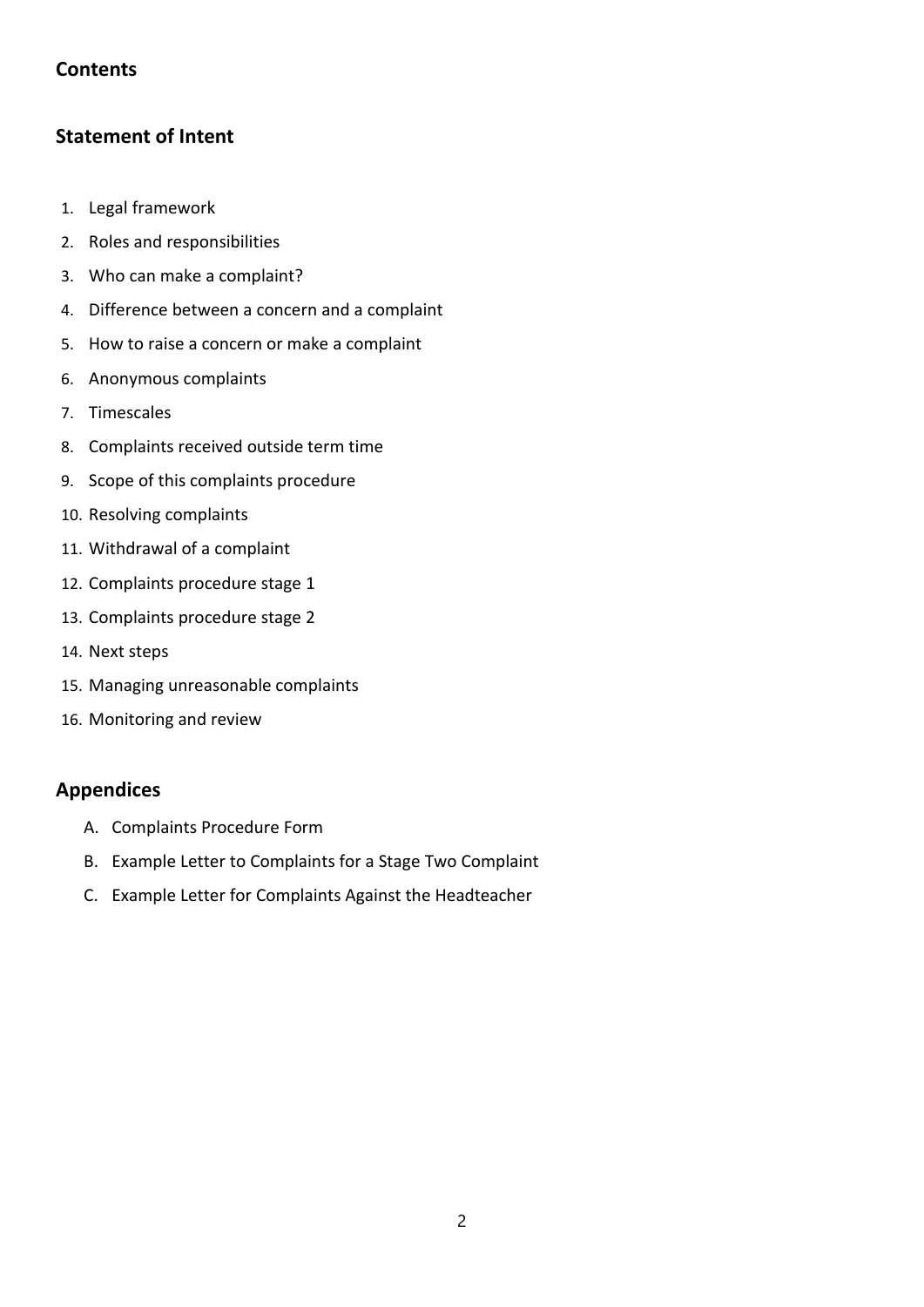## Contents

## Statement of Intent

1. Legal framework
2. Roles and responsibilities
3. Who can make a complaint?
4. Difference between a concern and a complaint
5. How to raise a concern or make a complaint
6. Anonymous complaints
7. Timescales
8. Complaints received outside term time
9. Scope of this complaints procedure
10. Resolving complaints
11. Withdrawal of a complaint
12. Complaints procedure stage 1
13. Complaints procedure stage 2
14. Next steps
15. Managing unreasonable complaints
16. Monitoring and review

## Appendices

A. Complaints Procedure Form
B. Example Letter to Complaints for a Stage Two Complaint
C. Example Letter for Complaints Against the Headteacher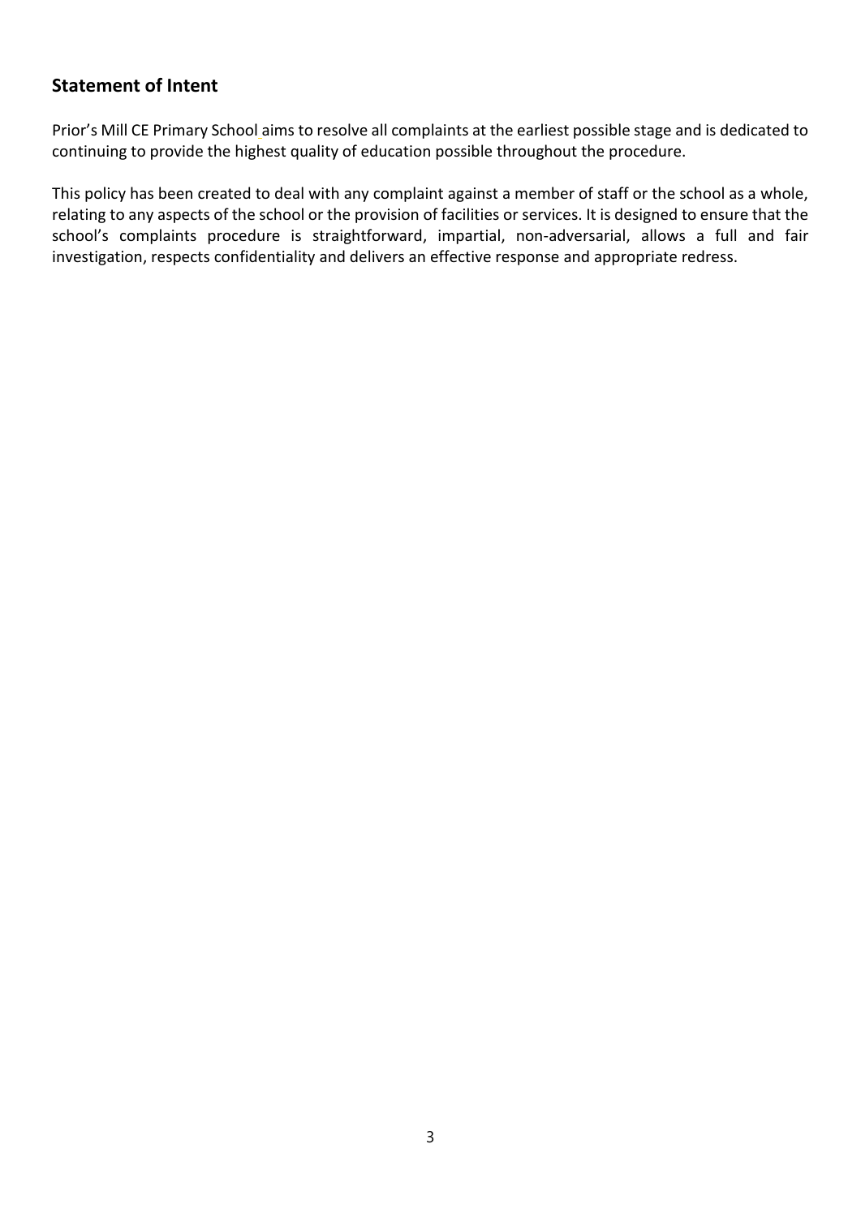## Statement of Intent

Prior's Mill CE Primary School aims to resolve all complaints at the earliest possible stage and is dedicated to continuing to provide the highest quality of education possible throughout the procedure.

This policy has been created to deal with any complaint against a member of staff or the school as a whole, relating to any aspects of the school or the provision of facilities or services. It is designed to ensure that the school's complaints procedure is straightforward, impartial, non-adversarial, allows a full and fair investigation, respects confidentiality and delivers an effective response and appropriate redress.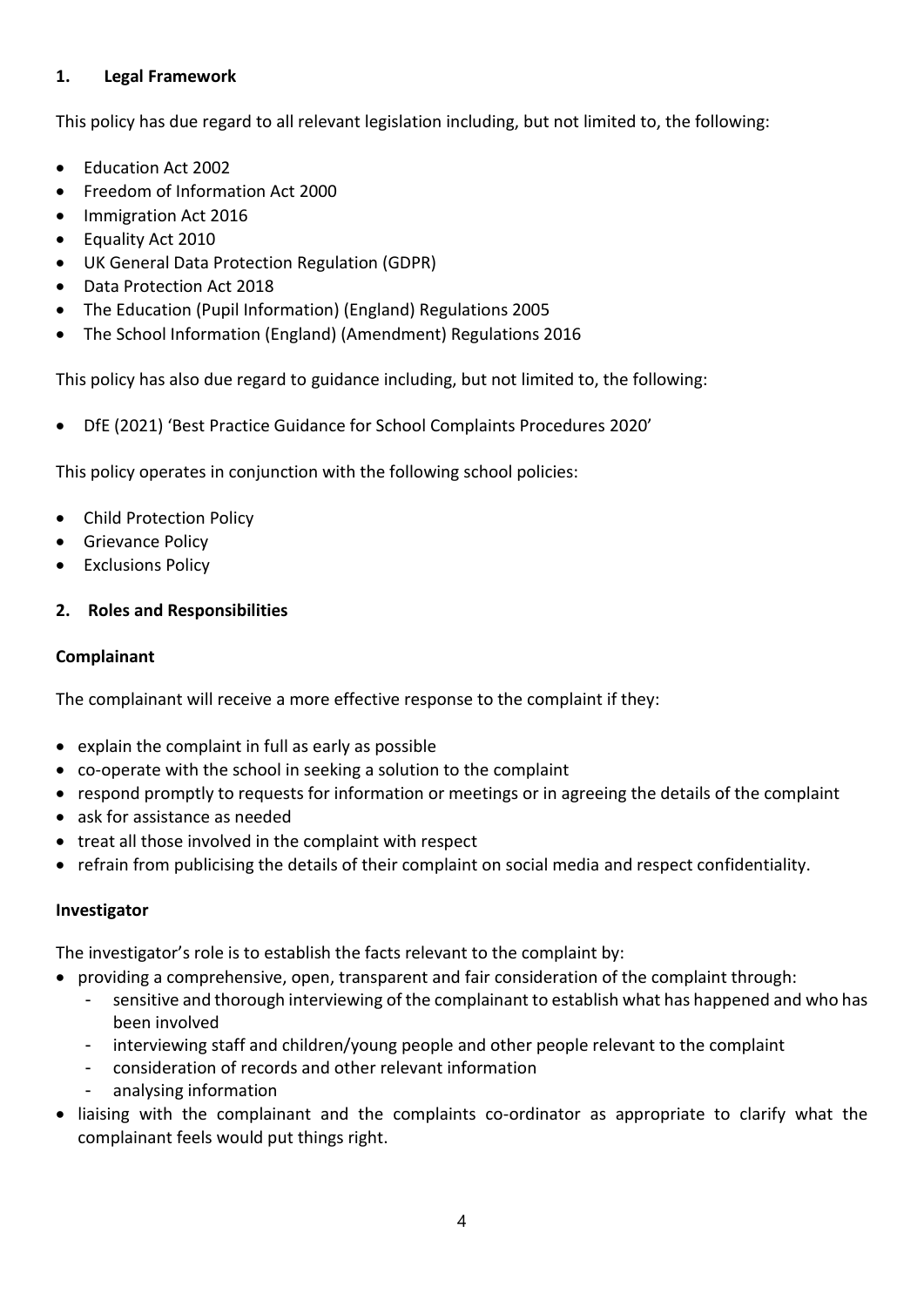## 1. Legal Framework

This policy has due regard to all relevant legislation including, but not limited to, the following:

- Education Act 2002
- Freedom of Information Act 2000
- Immigration Act 2016
- Equality Act 2010
- UK General Data Protection Regulation (GDPR)
- Data Protection Act 2018
- The Education (Pupil Information) (England) Regulations 2005
- The School Information (England) (Amendment) Regulations 2016

This policy has also due regard to guidance including, but not limited to, the following:

- DfE (2021) 'Best Practice Guidance for School Complaints Procedures 2020'

This policy operates in conjunction with the following school policies:

- Child Protection Policy
- Grievance Policy
- Exclusions Policy

## 2. Roles and Responsibilities

### Complainant

The complainant will receive a more effective response to the complaint if they:

- explain the complaint in full as early as possible
- co-operate with the school in seeking a solution to the complaint
- respond promptly to requests for information or meetings or in agreeing the details of the complaint
- ask for assistance as needed
- treat all those involved in the complaint with respect
- refrain from publicising the details of their complaint on social media and respect confidentiality.

### Investigator

The investigator's role is to establish the facts relevant to the complaint by:

- providing a comprehensive, open, transparent and fair consideration of the complaint through:
  - sensitive and thorough interviewing of the complainant to establish what has happened and who has been involved
  - interviewing staff and children/young people and other people relevant to the complaint
  - consideration of records and other relevant information
  - analysing information
- liaising with the complainant and the complaints co-ordinator as appropriate to clarify what the complainant feels would put things right.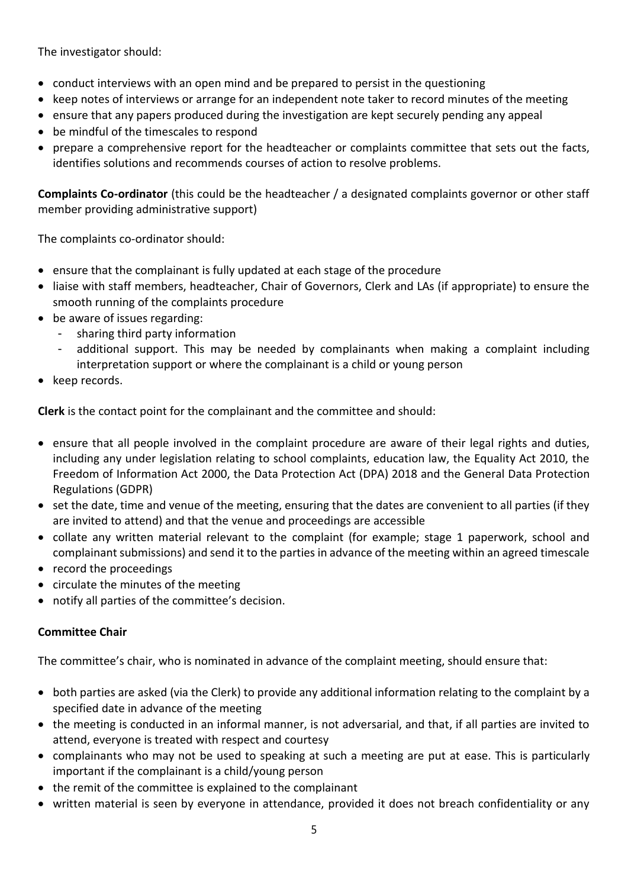The investigator should:

- conduct interviews with an open mind and be prepared to persist in the questioning
- keep notes of interviews or arrange for an independent note taker to record minutes of the meeting
- ensure that any papers produced during the investigation are kept securely pending any appeal
- be mindful of the timescales to respond
- prepare a comprehensive report for the headteacher or complaints committee that sets out the facts, identifies solutions and recommends courses of action to resolve problems.

**Complaints Co-ordinator** (this could be the headteacher / a designated complaints governor or other staff member providing administrative support)

The complaints co-ordinator should:

- ensure that the complainant is fully updated at each stage of the procedure
- liaise with staff members, headteacher, Chair of Governors, Clerk and LAs (if appropriate) to ensure the smooth running of the complaints procedure
- be aware of issues regarding:
  - sharing third party information
  - additional support. This may be needed by complainants when making a complaint including interpretation support or where the complainant is a child or young person
- keep records.

**Clerk** is the contact point for the complainant and the committee and should:

- ensure that all people involved in the complaint procedure are aware of their legal rights and duties, including any under legislation relating to school complaints, education law, the Equality Act 2010, the Freedom of Information Act 2000, the Data Protection Act (DPA) 2018 and the General Data Protection Regulations (GDPR)
- set the date, time and venue of the meeting, ensuring that the dates are convenient to all parties (if they are invited to attend) and that the venue and proceedings are accessible
- collate any written material relevant to the complaint (for example; stage 1 paperwork, school and complainant submissions) and send it to the parties in advance of the meeting within an agreed timescale
- record the proceedings
- circulate the minutes of the meeting
- notify all parties of the committee's decision.

**Committee Chair**

The committee's chair, who is nominated in advance of the complaint meeting, should ensure that:

- both parties are asked (via the Clerk) to provide any additional information relating to the complaint by a specified date in advance of the meeting
- the meeting is conducted in an informal manner, is not adversarial, and that, if all parties are invited to attend, everyone is treated with respect and courtesy
- complainants who may not be used to speaking at such a meeting are put at ease. This is particularly important if the complainant is a child/young person
- the remit of the committee is explained to the complainant
- written material is seen by everyone in attendance, provided it does not breach confidentiality or any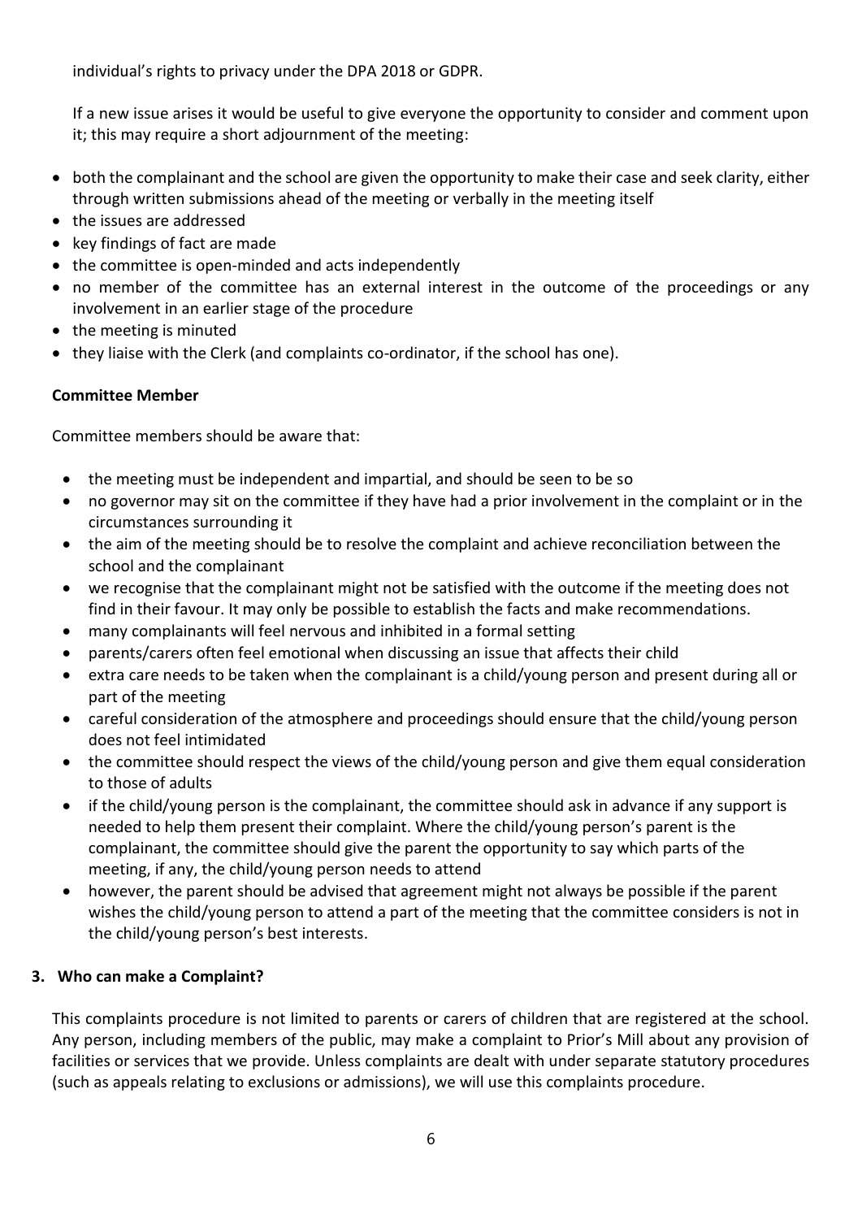individual's rights to privacy under the DPA 2018 or GDPR.

If a new issue arises it would be useful to give everyone the opportunity to consider and comment upon it; this may require a short adjournment of the meeting:

- both the complainant and the school are given the opportunity to make their case and seek clarity, either through written submissions ahead of the meeting or verbally in the meeting itself
- the issues are addressed
- key findings of fact are made
- the committee is open-minded and acts independently
- no member of the committee has an external interest in the outcome of the proceedings or any involvement in an earlier stage of the procedure
- the meeting is minuted
- they liaise with the Clerk (and complaints co-ordinator, if the school has one).

**Committee Member**

Committee members should be aware that:

- the meeting must be independent and impartial, and should be seen to be so
- no governor may sit on the committee if they have had a prior involvement in the complaint or in the circumstances surrounding it
- the aim of the meeting should be to resolve the complaint and achieve reconciliation between the school and the complainant
- we recognise that the complainant might not be satisfied with the outcome if the meeting does not find in their favour. It may only be possible to establish the facts and make recommendations.
- many complainants will feel nervous and inhibited in a formal setting
- parents/carers often feel emotional when discussing an issue that affects their child
- extra care needs to be taken when the complainant is a child/young person and present during all or part of the meeting
- careful consideration of the atmosphere and proceedings should ensure that the child/young person does not feel intimidated
- the committee should respect the views of the child/young person and give them equal consideration to those of adults
- if the child/young person is the complainant, the committee should ask in advance if any support is needed to help them present their complaint. Where the child/young person's parent is the complainant, the committee should give the parent the opportunity to say which parts of the meeting, if any, the child/young person needs to attend
- however, the parent should be advised that agreement might not always be possible if the parent wishes the child/young person to attend a part of the meeting that the committee considers is not in the child/young person's best interests.

## 3. Who can make a Complaint?

This complaints procedure is not limited to parents or carers of children that are registered at the school. Any person, including members of the public, may make a complaint to Prior's Mill about any provision of facilities or services that we provide. Unless complaints are dealt with under separate statutory procedures (such as appeals relating to exclusions or admissions), we will use this complaints procedure.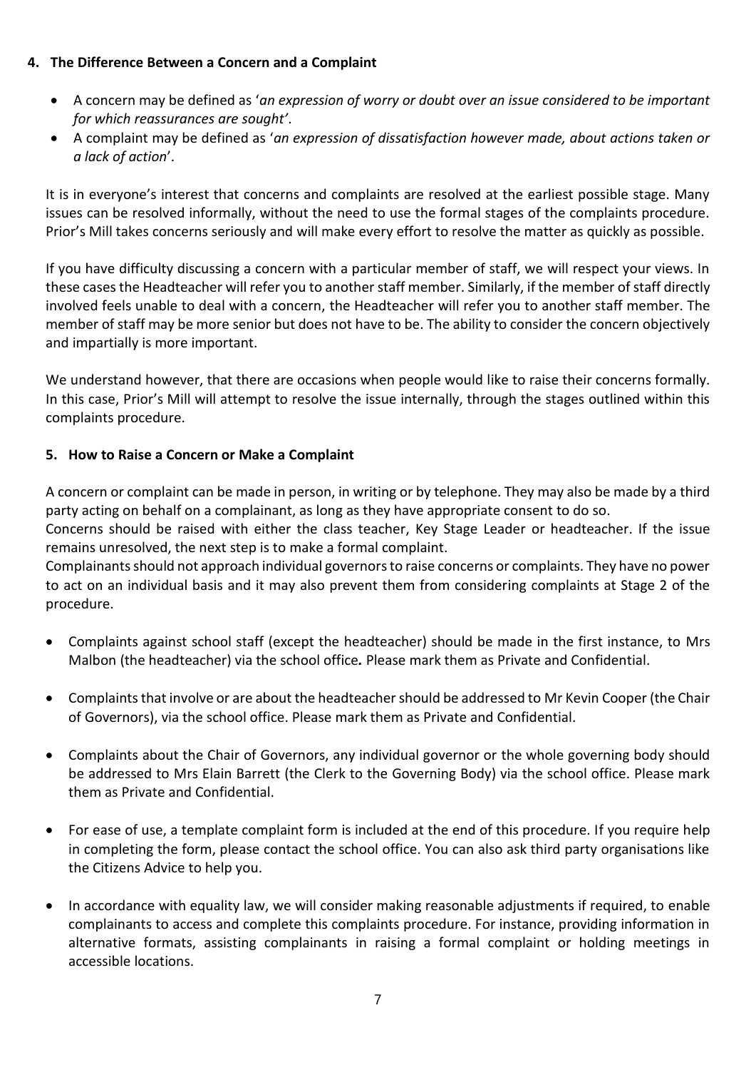## 4. The Difference Between a Concern and a Complaint

- A concern may be defined as '*an expression of worry or doubt over an issue considered to be important for which reassurances are sought'*.
- A complaint may be defined as '*an expression of dissatisfaction however made, about actions taken or a lack of action*'.

It is in everyone's interest that concerns and complaints are resolved at the earliest possible stage. Many issues can be resolved informally, without the need to use the formal stages of the complaints procedure. Prior's Mill takes concerns seriously and will make every effort to resolve the matter as quickly as possible.

If you have difficulty discussing a concern with a particular member of staff, we will respect your views. In these cases the Headteacher will refer you to another staff member. Similarly, if the member of staff directly involved feels unable to deal with a concern, the Headteacher will refer you to another staff member. The member of staff may be more senior but does not have to be. The ability to consider the concern objectively and impartially is more important.

We understand however, that there are occasions when people would like to raise their concerns formally. In this case, Prior's Mill will attempt to resolve the issue internally, through the stages outlined within this complaints procedure.

## 5. How to Raise a Concern or Make a Complaint

A concern or complaint can be made in person, in writing or by telephone. They may also be made by a third party acting on behalf on a complainant, as long as they have appropriate consent to do so.
Concerns should be raised with either the class teacher, Key Stage Leader or headteacher. If the issue remains unresolved, the next step is to make a formal complaint.
Complainants should not approach individual governors to raise concerns or complaints. They have no power to act on an individual basis and it may also prevent them from considering complaints at Stage 2 of the procedure.

- Complaints against school staff (except the headteacher) should be made in the first instance, to Mrs Malbon (the headteacher) via the school office*.* Please mark them as Private and Confidential.

- Complaints that involve or are about the headteacher should be addressed to Mr Kevin Cooper (the Chair of Governors), via the school office. Please mark them as Private and Confidential.

- Complaints about the Chair of Governors, any individual governor or the whole governing body should be addressed to Mrs Elain Barrett (the Clerk to the Governing Body) via the school office. Please mark them as Private and Confidential.

- For ease of use, a template complaint form is included at the end of this procedure. If you require help in completing the form, please contact the school office. You can also ask third party organisations like the Citizens Advice to help you.

- In accordance with equality law, we will consider making reasonable adjustments if required, to enable complainants to access and complete this complaints procedure. For instance, providing information in alternative formats, assisting complainants in raising a formal complaint or holding meetings in accessible locations.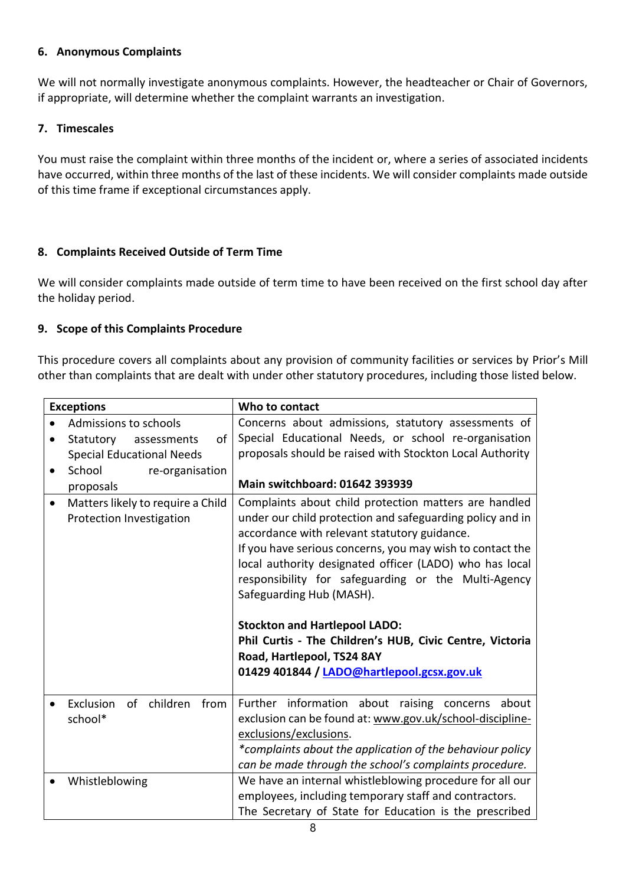### 6. Anonymous Complaints

We will not normally investigate anonymous complaints. However, the headteacher or Chair of Governors, if appropriate, will determine whether the complaint warrants an investigation.

### 7. Timescales

You must raise the complaint within three months of the incident or, where a series of associated incidents have occurred, within three months of the last of these incidents. We will consider complaints made outside of this time frame if exceptional circumstances apply.

### 8. Complaints Received Outside of Term Time

We will consider complaints made outside of term time to have been received on the first school day after the holiday period.

### 9. Scope of this Complaints Procedure

This procedure covers all complaints about any provision of community facilities or services by Prior's Mill other than complaints that are dealt with under other statutory procedures, including those listed below.

| Exceptions | Who to contact |
|---|---|
| • Admissions to schools<br>• Statutory assessments of Special Educational Needs<br>• School re-organisation proposals | Concerns about admissions, statutory assessments of Special Educational Needs, or school re-organisation proposals should be raised with Stockton Local Authority<br><br>**Main switchboard: 01642 393939** |
| • Matters likely to require a Child Protection Investigation | Complaints about child protection matters are handled under our child protection and safeguarding policy and in accordance with relevant statutory guidance.<br>If you have serious concerns, you may wish to contact the local authority designated officer (LADO) who has local responsibility for safeguarding or the Multi-Agency Safeguarding Hub (MASH).<br><br>**Stockton and Hartlepool LADO:**<br>**Phil Curtis - The Children's HUB, Civic Centre, Victoria Road, Hartlepool, TS24 8AY**<br>**01429 401844 / LADO@hartlepool.gcsx.gov.uk** |
| • Exclusion of children from school* | Further information about raising concerns about exclusion can be found at: www.gov.uk/school-discipline-exclusions/exclusions.<br>*\*complaints about the application of the behaviour policy can be made through the school's complaints procedure.* |
| • Whistleblowing | We have an internal whistleblowing procedure for all our employees, including temporary staff and contractors.<br>The Secretary of State for Education is the prescribed |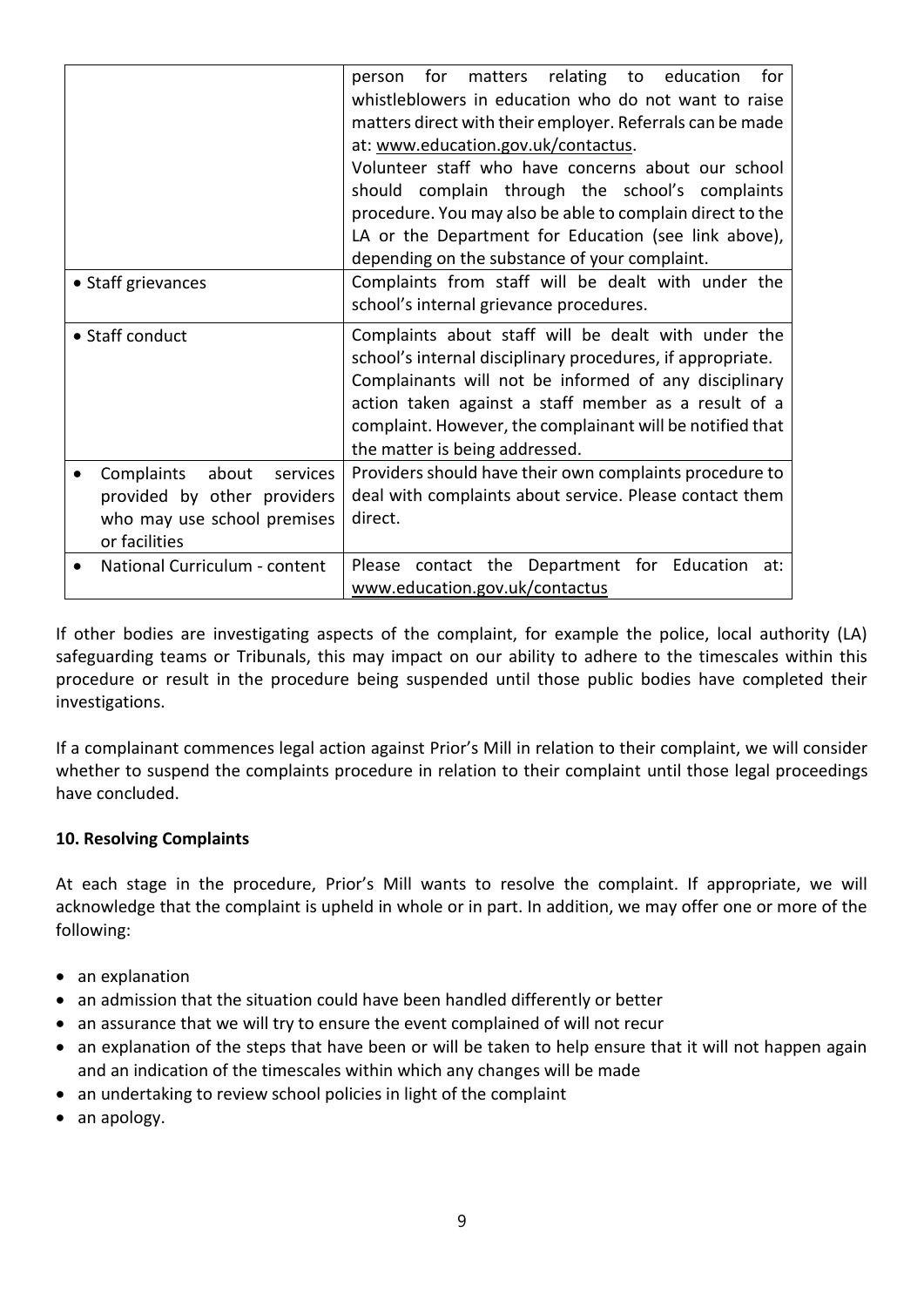| | |
|---|---|
| | person for matters relating to education for whistleblowers in education who do not want to raise matters direct with their employer. Referrals can be made at: www.education.gov.uk/contactus. Volunteer staff who have concerns about our school should complain through the school's complaints procedure. You may also be able to complain direct to the LA or the Department for Education (see link above), depending on the substance of your complaint. |
| • Staff grievances | Complaints from staff will be dealt with under the school's internal grievance procedures. |
| • Staff conduct | Complaints about staff will be dealt with under the school's internal disciplinary procedures, if appropriate. Complainants will not be informed of any disciplinary action taken against a staff member as a result of a complaint. However, the complainant will be notified that the matter is being addressed. |
| • Complaints about services provided by other providers who may use school premises or facilities | Providers should have their own complaints procedure to deal with complaints about service. Please contact them direct. |
| • National Curriculum - content | Please contact the Department for Education at: www.education.gov.uk/contactus |

If other bodies are investigating aspects of the complaint, for example the police, local authority (LA) safeguarding teams or Tribunals, this may impact on our ability to adhere to the timescales within this procedure or result in the procedure being suspended until those public bodies have completed their investigations.

If a complainant commences legal action against Prior's Mill in relation to their complaint, we will consider whether to suspend the complaints procedure in relation to their complaint until those legal proceedings have concluded.

**10. Resolving Complaints**

At each stage in the procedure, Prior's Mill wants to resolve the complaint. If appropriate, we will acknowledge that the complaint is upheld in whole or in part. In addition, we may offer one or more of the following:

- an explanation
- an admission that the situation could have been handled differently or better
- an assurance that we will try to ensure the event complained of will not recur
- an explanation of the steps that have been or will be taken to help ensure that it will not happen again and an indication of the timescales within which any changes will be made
- an undertaking to review school policies in light of the complaint
- an apology.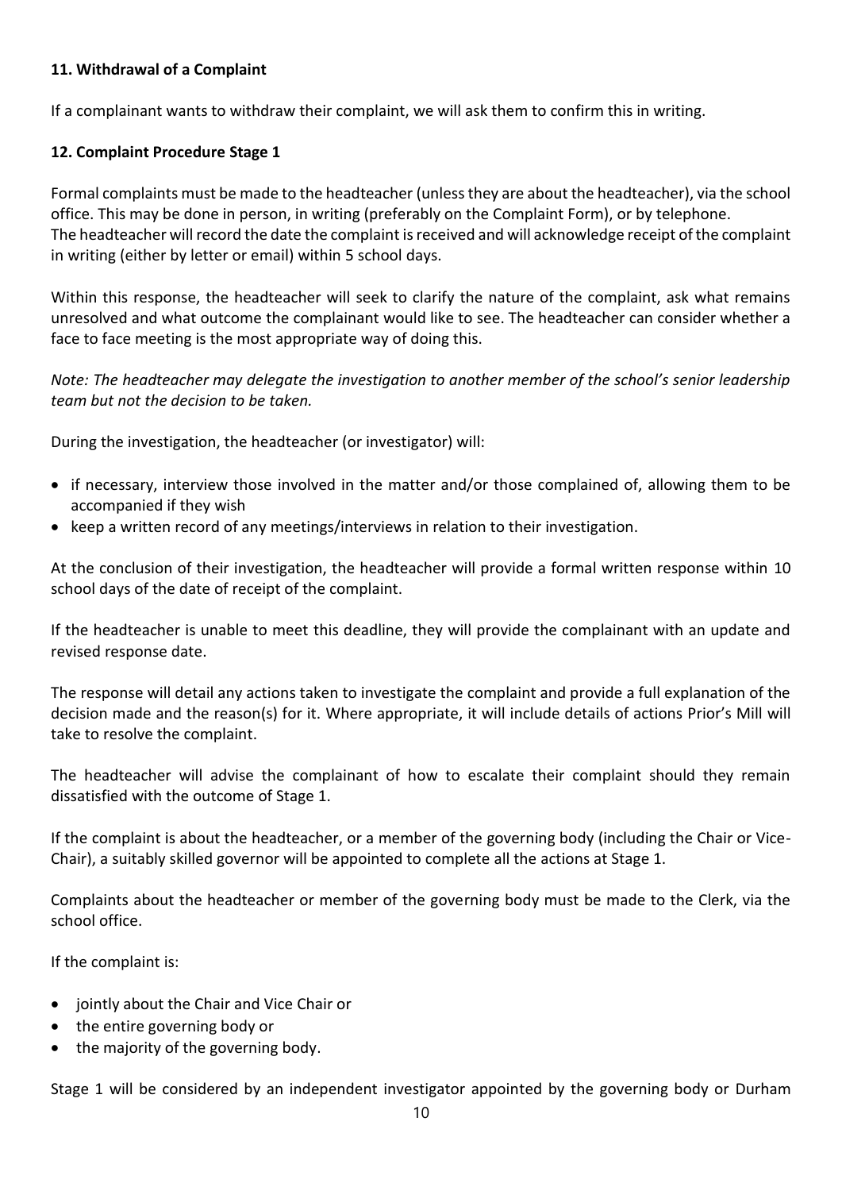**11. Withdrawal of a Complaint**

If a complainant wants to withdraw their complaint, we will ask them to confirm this in writing.

**12. Complaint Procedure Stage 1**

Formal complaints must be made to the headteacher (unless they are about the headteacher), via the school office. This may be done in person, in writing (preferably on the Complaint Form), or by telephone. The headteacher will record the date the complaint is received and will acknowledge receipt of the complaint in writing (either by letter or email) within 5 school days.

Within this response, the headteacher will seek to clarify the nature of the complaint, ask what remains unresolved and what outcome the complainant would like to see. The headteacher can consider whether a face to face meeting is the most appropriate way of doing this.

*Note: The headteacher may delegate the investigation to another member of the school's senior leadership team but not the decision to be taken.*

During the investigation, the headteacher (or investigator) will:

- if necessary, interview those involved in the matter and/or those complained of, allowing them to be accompanied if they wish
- keep a written record of any meetings/interviews in relation to their investigation.

At the conclusion of their investigation, the headteacher will provide a formal written response within 10 school days of the date of receipt of the complaint.

If the headteacher is unable to meet this deadline, they will provide the complainant with an update and revised response date.

The response will detail any actions taken to investigate the complaint and provide a full explanation of the decision made and the reason(s) for it. Where appropriate, it will include details of actions Prior's Mill will take to resolve the complaint.

The headteacher will advise the complainant of how to escalate their complaint should they remain dissatisfied with the outcome of Stage 1.

If the complaint is about the headteacher, or a member of the governing body (including the Chair or Vice-Chair), a suitably skilled governor will be appointed to complete all the actions at Stage 1.

Complaints about the headteacher or member of the governing body must be made to the Clerk, via the school office.

If the complaint is:

- jointly about the Chair and Vice Chair or
- the entire governing body or
- the majority of the governing body.

Stage 1 will be considered by an independent investigator appointed by the governing body or Durham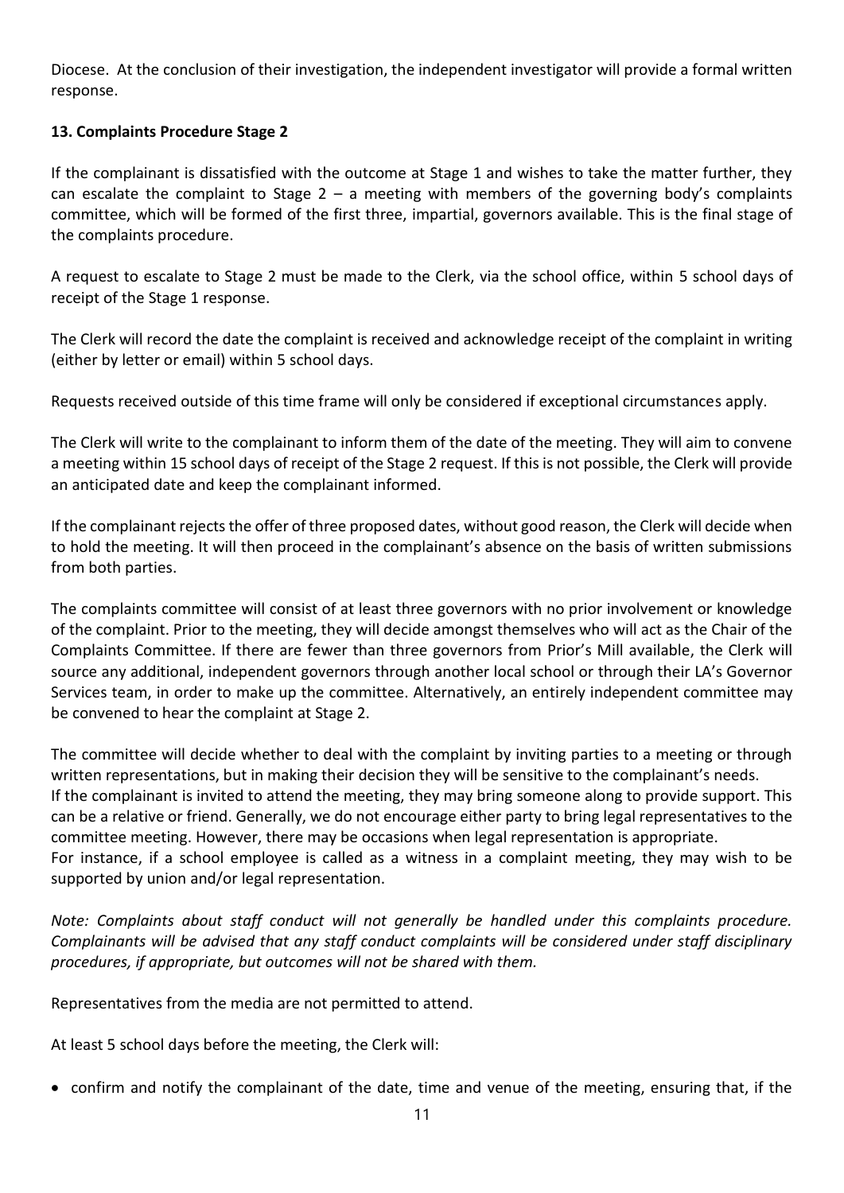Diocese. At the conclusion of their investigation, the independent investigator will provide a formal written response.

### 13. Complaints Procedure Stage 2

If the complainant is dissatisfied with the outcome at Stage 1 and wishes to take the matter further, they can escalate the complaint to Stage 2 – a meeting with members of the governing body's complaints committee, which will be formed of the first three, impartial, governors available. This is the final stage of the complaints procedure.

A request to escalate to Stage 2 must be made to the Clerk, via the school office, within 5 school days of receipt of the Stage 1 response.

The Clerk will record the date the complaint is received and acknowledge receipt of the complaint in writing (either by letter or email) within 5 school days.

Requests received outside of this time frame will only be considered if exceptional circumstances apply.

The Clerk will write to the complainant to inform them of the date of the meeting. They will aim to convene a meeting within 15 school days of receipt of the Stage 2 request. If this is not possible, the Clerk will provide an anticipated date and keep the complainant informed.

If the complainant rejects the offer of three proposed dates, without good reason, the Clerk will decide when to hold the meeting. It will then proceed in the complainant's absence on the basis of written submissions from both parties.

The complaints committee will consist of at least three governors with no prior involvement or knowledge of the complaint. Prior to the meeting, they will decide amongst themselves who will act as the Chair of the Complaints Committee. If there are fewer than three governors from Prior's Mill available, the Clerk will source any additional, independent governors through another local school or through their LA's Governor Services team, in order to make up the committee. Alternatively, an entirely independent committee may be convened to hear the complaint at Stage 2.

The committee will decide whether to deal with the complaint by inviting parties to a meeting or through written representations, but in making their decision they will be sensitive to the complainant's needs.
If the complainant is invited to attend the meeting, they may bring someone along to provide support. This can be a relative or friend. Generally, we do not encourage either party to bring legal representatives to the committee meeting. However, there may be occasions when legal representation is appropriate.
For instance, if a school employee is called as a witness in a complaint meeting, they may wish to be supported by union and/or legal representation.

*Note: Complaints about staff conduct will not generally be handled under this complaints procedure. Complainants will be advised that any staff conduct complaints will be considered under staff disciplinary procedures, if appropriate, but outcomes will not be shared with them.*

Representatives from the media are not permitted to attend.

At least 5 school days before the meeting, the Clerk will:

- confirm and notify the complainant of the date, time and venue of the meeting, ensuring that, if the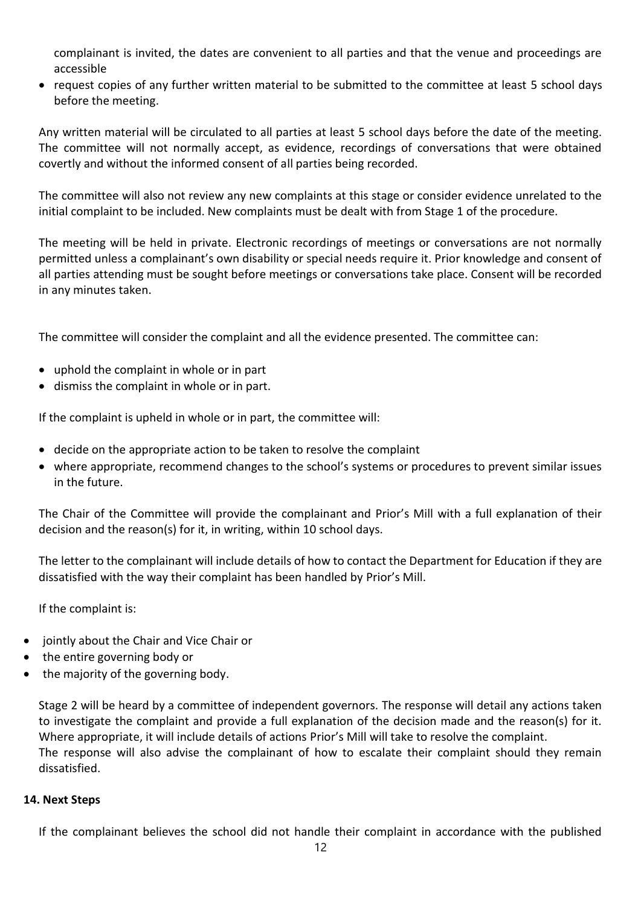complainant is invited, the dates are convenient to all parties and that the venue and proceedings are accessible
- request copies of any further written material to be submitted to the committee at least 5 school days before the meeting.

Any written material will be circulated to all parties at least 5 school days before the date of the meeting. The committee will not normally accept, as evidence, recordings of conversations that were obtained covertly and without the informed consent of all parties being recorded.

The committee will also not review any new complaints at this stage or consider evidence unrelated to the initial complaint to be included. New complaints must be dealt with from Stage 1 of the procedure.

The meeting will be held in private. Electronic recordings of meetings or conversations are not normally permitted unless a complainant's own disability or special needs require it. Prior knowledge and consent of all parties attending must be sought before meetings or conversations take place. Consent will be recorded in any minutes taken.

The committee will consider the complaint and all the evidence presented. The committee can:

- uphold the complaint in whole or in part
- dismiss the complaint in whole or in part.

If the complaint is upheld in whole or in part, the committee will:

- decide on the appropriate action to be taken to resolve the complaint
- where appropriate, recommend changes to the school's systems or procedures to prevent similar issues in the future.

The Chair of the Committee will provide the complainant and Prior's Mill with a full explanation of their decision and the reason(s) for it, in writing, within 10 school days.

The letter to the complainant will include details of how to contact the Department for Education if they are dissatisfied with the way their complaint has been handled by Prior's Mill.

If the complaint is:

- jointly about the Chair and Vice Chair or
- the entire governing body or
- the majority of the governing body.

Stage 2 will be heard by a committee of independent governors. The response will detail any actions taken to investigate the complaint and provide a full explanation of the decision made and the reason(s) for it. Where appropriate, it will include details of actions Prior's Mill will take to resolve the complaint.
The response will also advise the complainant of how to escalate their complaint should they remain dissatisfied.

**14. Next Steps**

If the complainant believes the school did not handle their complaint in accordance with the published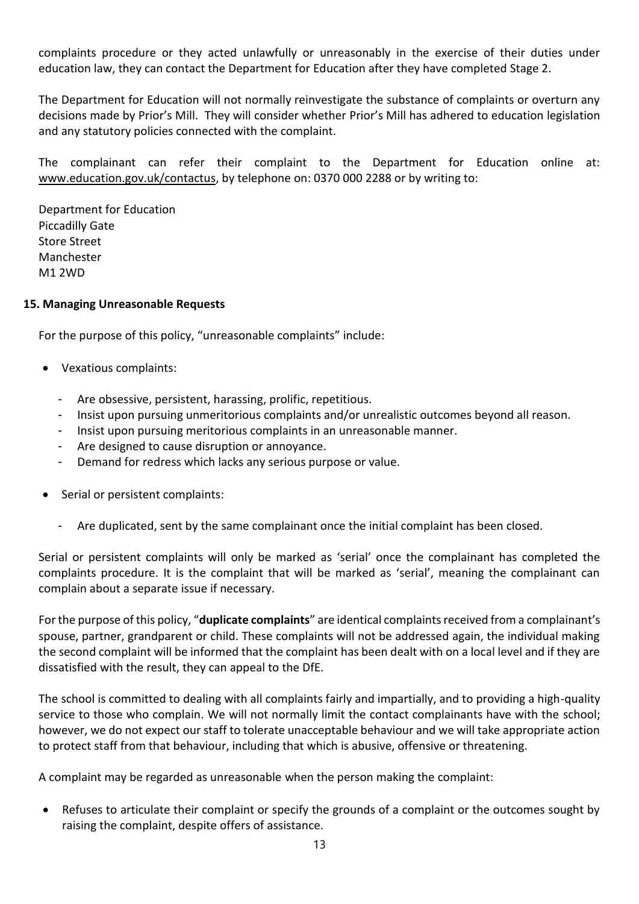complaints procedure or they acted unlawfully or unreasonably in the exercise of their duties under education law, they can contact the Department for Education after they have completed Stage 2.

The Department for Education will not normally reinvestigate the substance of complaints or overturn any decisions made by Prior's Mill. They will consider whether Prior's Mill has adhered to education legislation and any statutory policies connected with the complaint.

The complainant can refer their complaint to the Department for Education online at: www.education.gov.uk/contactus, by telephone on: 0370 000 2288 or by writing to:

Department for Education
Piccadilly Gate
Store Street
Manchester
M1 2WD

## 15. Managing Unreasonable Requests

For the purpose of this policy, "unreasonable complaints" include:

- Vexatious complaints:
    - Are obsessive, persistent, harassing, prolific, repetitious.
    - Insist upon pursuing unmeritorious complaints and/or unrealistic outcomes beyond all reason.
    - Insist upon pursuing meritorious complaints in an unreasonable manner.
    - Are designed to cause disruption or annoyance.
    - Demand for redress which lacks any serious purpose or value.
- Serial or persistent complaints:
    - Are duplicated, sent by the same complainant once the initial complaint has been closed.

Serial or persistent complaints will only be marked as 'serial' once the complainant has completed the complaints procedure. It is the complaint that will be marked as 'serial', meaning the complainant can complain about a separate issue if necessary.

For the purpose of this policy, "**duplicate complaints**" are identical complaints received from a complainant's spouse, partner, grandparent or child. These complaints will not be addressed again, the individual making the second complaint will be informed that the complaint has been dealt with on a local level and if they are dissatisfied with the result, they can appeal to the DfE.

The school is committed to dealing with all complaints fairly and impartially, and to providing a high-quality service to those who complain. We will not normally limit the contact complainants have with the school; however, we do not expect our staff to tolerate unacceptable behaviour and we will take appropriate action to protect staff from that behaviour, including that which is abusive, offensive or threatening.

A complaint may be regarded as unreasonable when the person making the complaint:

- Refuses to articulate their complaint or specify the grounds of a complaint or the outcomes sought by raising the complaint, despite offers of assistance.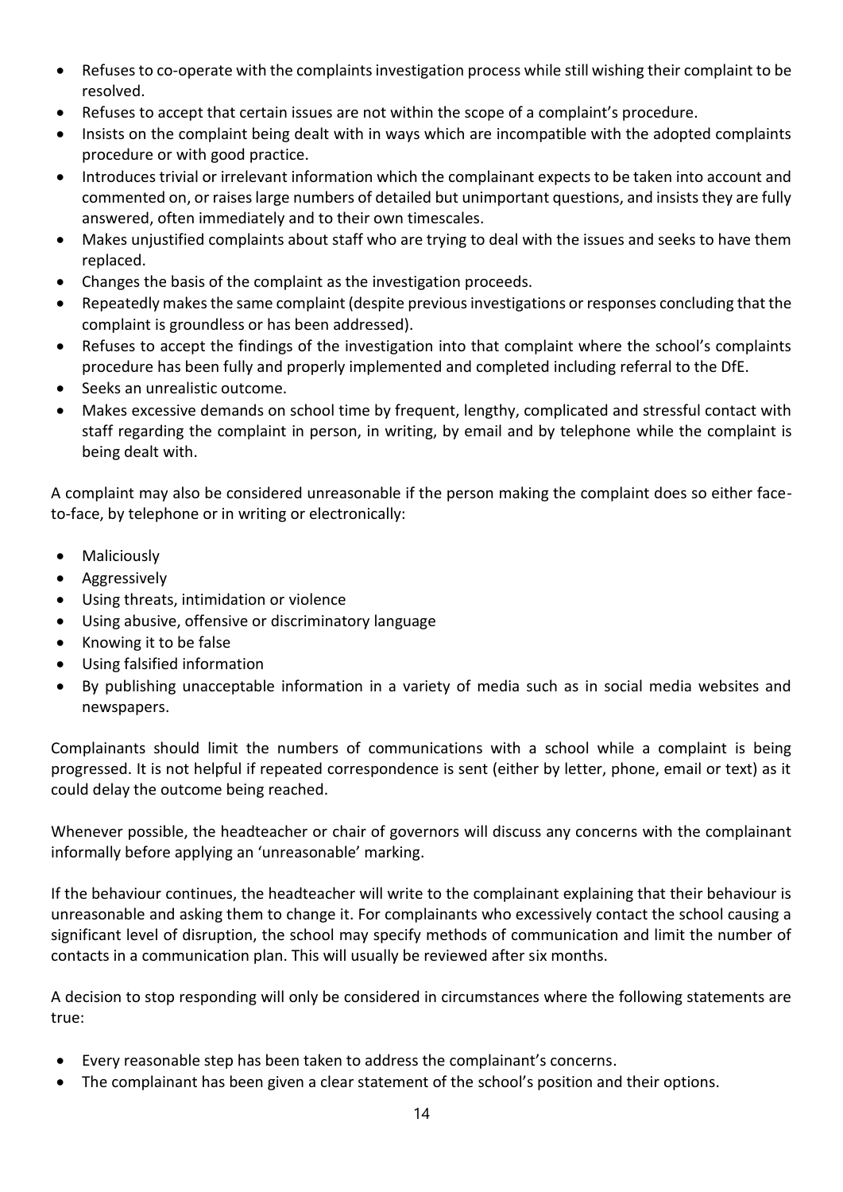- Refuses to co-operate with the complaints investigation process while still wishing their complaint to be resolved.
- Refuses to accept that certain issues are not within the scope of a complaint's procedure.
- Insists on the complaint being dealt with in ways which are incompatible with the adopted complaints procedure or with good practice.
- Introduces trivial or irrelevant information which the complainant expects to be taken into account and commented on, or raises large numbers of detailed but unimportant questions, and insists they are fully answered, often immediately and to their own timescales.
- Makes unjustified complaints about staff who are trying to deal with the issues and seeks to have them replaced.
- Changes the basis of the complaint as the investigation proceeds.
- Repeatedly makes the same complaint (despite previous investigations or responses concluding that the complaint is groundless or has been addressed).
- Refuses to accept the findings of the investigation into that complaint where the school's complaints procedure has been fully and properly implemented and completed including referral to the DfE.
- Seeks an unrealistic outcome.
- Makes excessive demands on school time by frequent, lengthy, complicated and stressful contact with staff regarding the complaint in person, in writing, by email and by telephone while the complaint is being dealt with.

A complaint may also be considered unreasonable if the person making the complaint does so either face-to-face, by telephone or in writing or electronically:

- Maliciously
- Aggressively
- Using threats, intimidation or violence
- Using abusive, offensive or discriminatory language
- Knowing it to be false
- Using falsified information
- By publishing unacceptable information in a variety of media such as in social media websites and newspapers.

Complainants should limit the numbers of communications with a school while a complaint is being progressed. It is not helpful if repeated correspondence is sent (either by letter, phone, email or text) as it could delay the outcome being reached.

Whenever possible, the headteacher or chair of governors will discuss any concerns with the complainant informally before applying an 'unreasonable' marking.

If the behaviour continues, the headteacher will write to the complainant explaining that their behaviour is unreasonable and asking them to change it. For complainants who excessively contact the school causing a significant level of disruption, the school may specify methods of communication and limit the number of contacts in a communication plan. This will usually be reviewed after six months.

A decision to stop responding will only be considered in circumstances where the following statements are true:

- Every reasonable step has been taken to address the complainant's concerns.
- The complainant has been given a clear statement of the school's position and their options.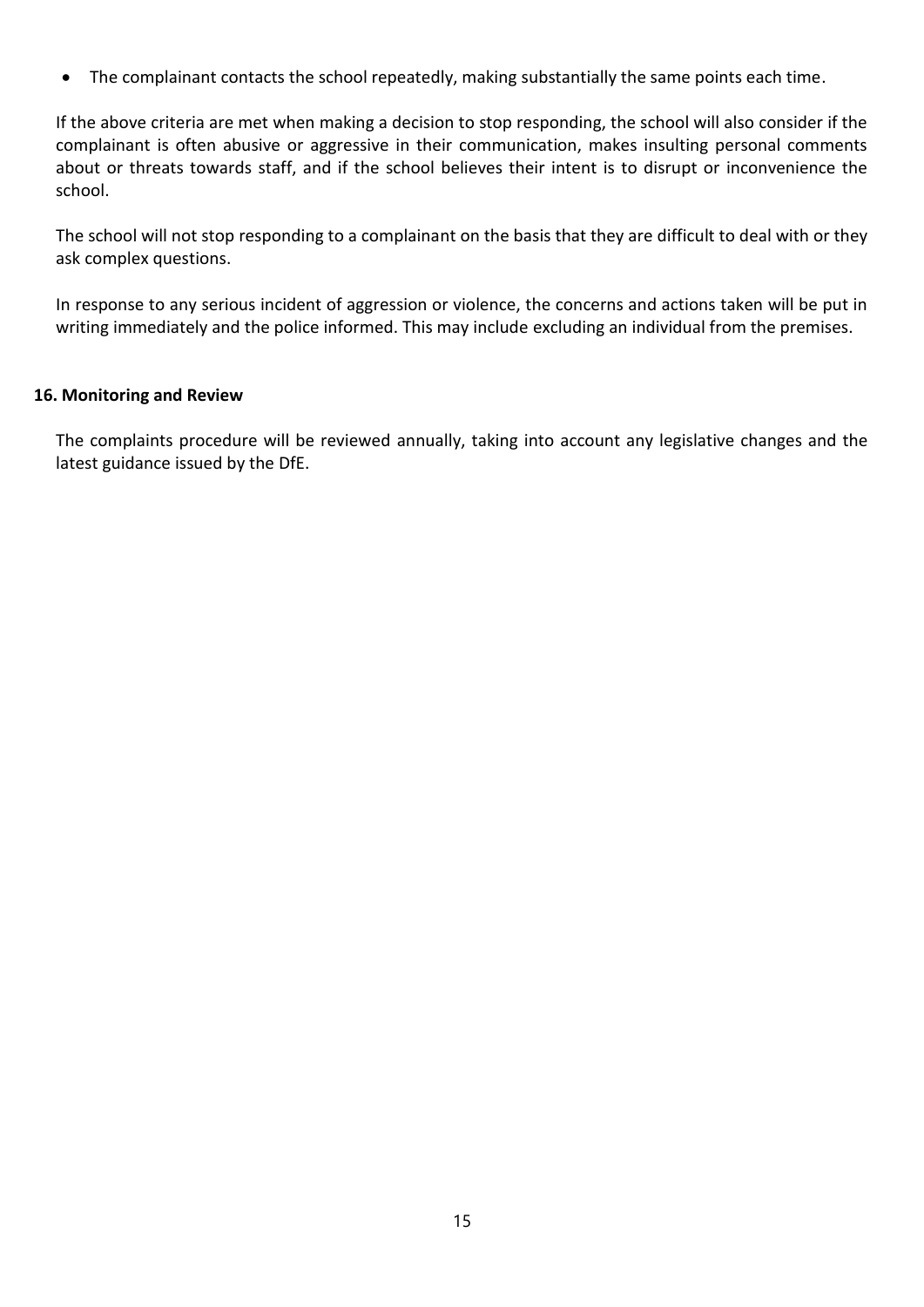- The complainant contacts the school repeatedly, making substantially the same points each time.

If the above criteria are met when making a decision to stop responding, the school will also consider if the complainant is often abusive or aggressive in their communication, makes insulting personal comments about or threats towards staff, and if the school believes their intent is to disrupt or inconvenience the school.

The school will not stop responding to a complainant on the basis that they are difficult to deal with or they ask complex questions.

In response to any serious incident of aggression or violence, the concerns and actions taken will be put in writing immediately and the police informed. This may include excluding an individual from the premises.

**16. Monitoring and Review**

The complaints procedure will be reviewed annually, taking into account any legislative changes and the latest guidance issued by the DfE.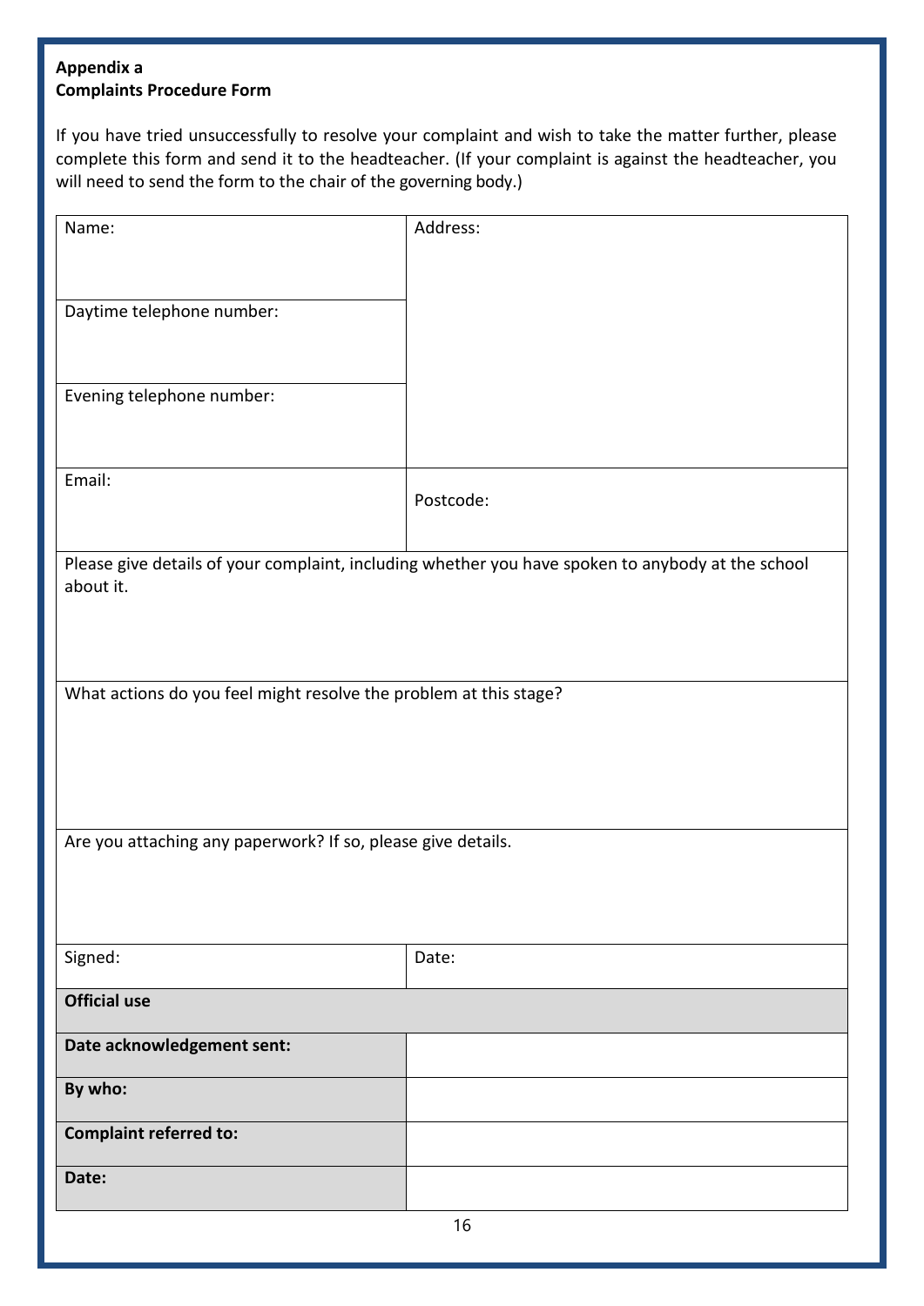**Appendix a**
**Complaints Procedure Form**

If you have tried unsuccessfully to resolve your complaint and wish to take the matter further, please complete this form and send it to the headteacher. (If your complaint is against the headteacher, you will need to send the form to the chair of the governing body.)

| | |
|---|---|
| Name: | Address: |
| Daytime telephone number: | |
| Evening telephone number: | |
| Email: | Postcode: |
| Please give details of your complaint, including whether you have spoken to anybody at the school about it. | |
| What actions do you feel might resolve the problem at this stage? | |
| Are you attaching any paperwork? If so, please give details. | |
| Signed: | Date: |
| **Official use** | |
| **Date acknowledgement sent:** | |
| **By who:** | |
| **Complaint referred to:** | |
| **Date:** | |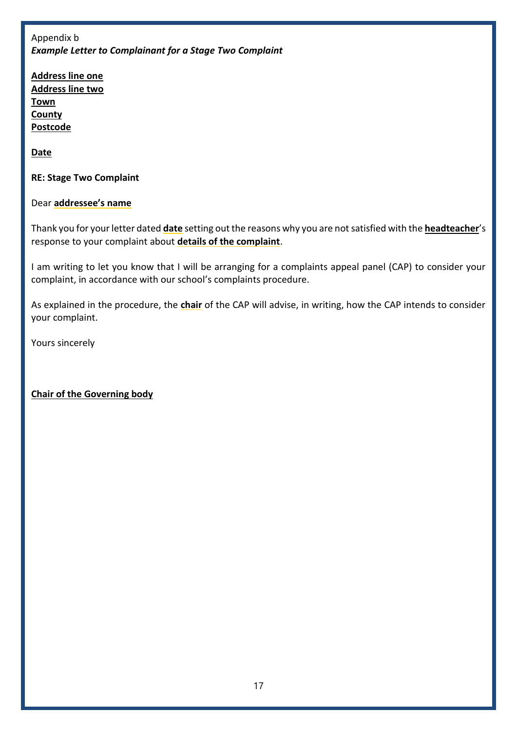Appendix b

***Example Letter to Complainant for a Stage Two Complaint***

**Address line one**
**Address line two**
**Town**
**County**
**Postcode**

**Date**

**RE: Stage Two Complaint**

Dear **addressee's name**

Thank you for your letter dated **date** setting out the reasons why you are not satisfied with the **headteacher**'s response to your complaint about **details of the complaint**.

I am writing to let you know that I will be arranging for a complaints appeal panel (CAP) to consider your complaint, in accordance with our school's complaints procedure.

As explained in the procedure, the **chair** of the CAP will advise, in writing, how the CAP intends to consider your complaint.

Yours sincerely

**Chair of the Governing body**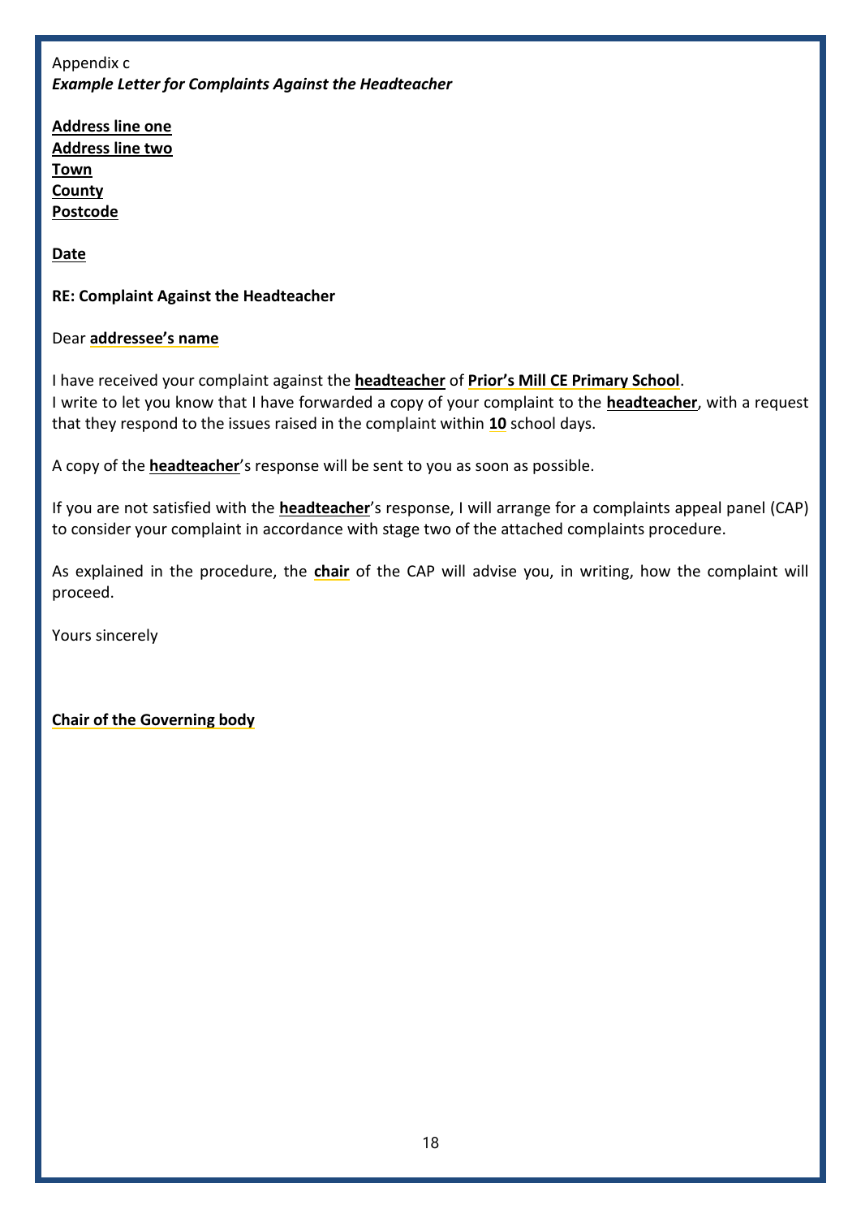Appendix c

***Example Letter for Complaints Against the Headteacher***

**Address line one**
**Address line two**
**Town**
**County**
**Postcode**

**Date**

**RE: Complaint Against the Headteacher**

Dear **addressee's name**

I have received your complaint against the **headteacher** of **Prior's Mill CE Primary School**.
I write to let you know that I have forwarded a copy of your complaint to the **headteacher**, with a request that they respond to the issues raised in the complaint within **10** school days.

A copy of the **headteacher**'s response will be sent to you as soon as possible.

If you are not satisfied with the **headteacher**'s response, I will arrange for a complaints appeal panel (CAP) to consider your complaint in accordance with stage two of the attached complaints procedure.

As explained in the procedure, the **chair** of the CAP will advise you, in writing, how the complaint will proceed.

Yours sincerely

**Chair of the Governing body**